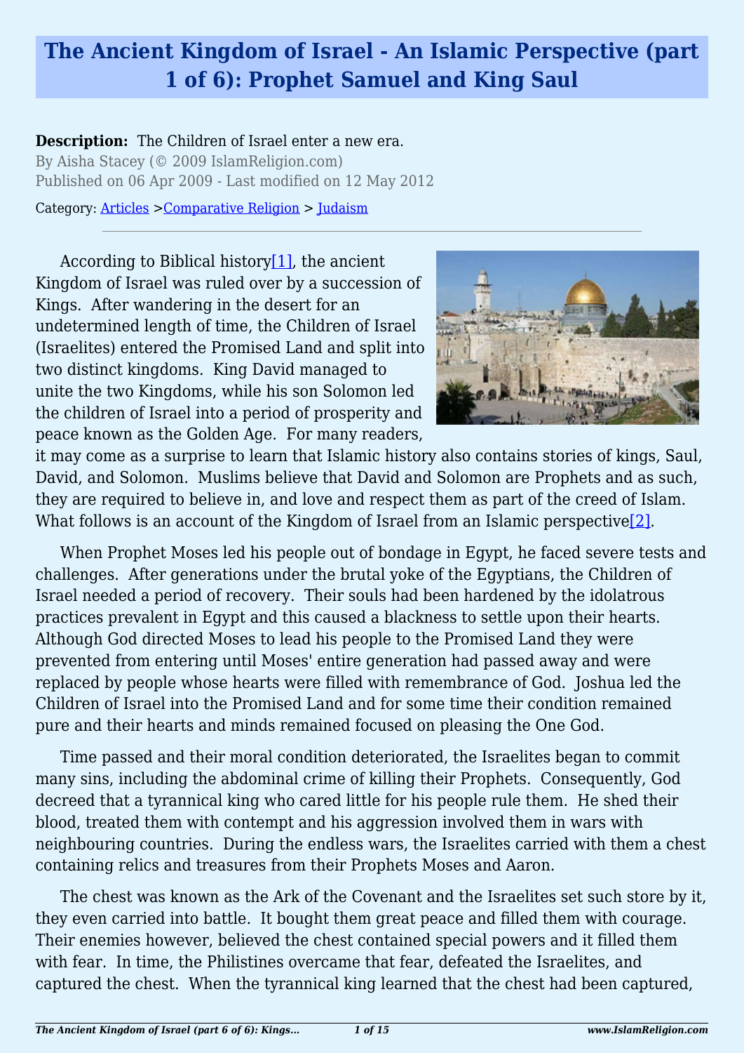# The Ancient Kingdom of Israel - An Islamic Perspective (part 1 of 6): Prophet Samuel and King Saul

**Description:** The Children of Israel enter a new era.

By Aisha Stacey (© 2009 IslamReligion.com)

Published on 06 Apr 2009 - Last modified on 12 May 2012

Category: Articles > Comparative Religion > Judaism

---

According to Biblical history[1], the ancient Kingdom of Israel was ruled over by a succession of Kings. After wandering in the desert for an undetermined length of time, the Children of Israel (Israelites) entered the Promised Land and split into two distinct kingdoms. King David managed to unite the two Kingdoms, while his son Solomon led the children of Israel into a period of prosperity and peace known as the Golden Age. For many readers, it may come as a surprise to learn that Islamic history also contains stories of kings, Saul, David, and Solomon. Muslims believe that David and Solomon are Prophets and as such, they are required to believe in, and love and respect them as part of the creed of Islam. What follows is an account of the Kingdom of Israel from an Islamic perspective[2].

When Prophet Moses led his people out of bondage in Egypt, he faced severe tests and challenges. After generations under the brutal yoke of the Egyptians, the Children of Israel needed a period of recovery. Their souls had been hardened by the idolatrous practices prevalent in Egypt and this caused a blackness to settle upon their hearts. Although God directed Moses to lead his people to the Promised Land they were prevented from entering until Moses' entire generation had passed away and were replaced by people whose hearts were filled with remembrance of God. Joshua led the Children of Israel into the Promised Land and for some time their condition remained pure and their hearts and minds remained focused on pleasing the One God.

Time passed and their moral condition deteriorated, the Israelites began to commit many sins, including the abdominal crime of killing their Prophets. Consequently, God decreed that a tyrannical king who cared little for his people rule them. He shed their blood, treated them with contempt and his aggression involved them in wars with neighbouring countries. During the endless wars, the Israelites carried with them a chest containing relics and treasures from their Prophets Moses and Aaron.

The chest was known as the Ark of the Covenant and the Israelites set such store by it, they even carried into battle. It bought them great peace and filled them with courage. Their enemies however, believed the chest contained special powers and it filled them with fear. In time, the Philistines overcame that fear, defeated the Israelites, and captured the chest. When the tyrannical king learned that the chest had been captured,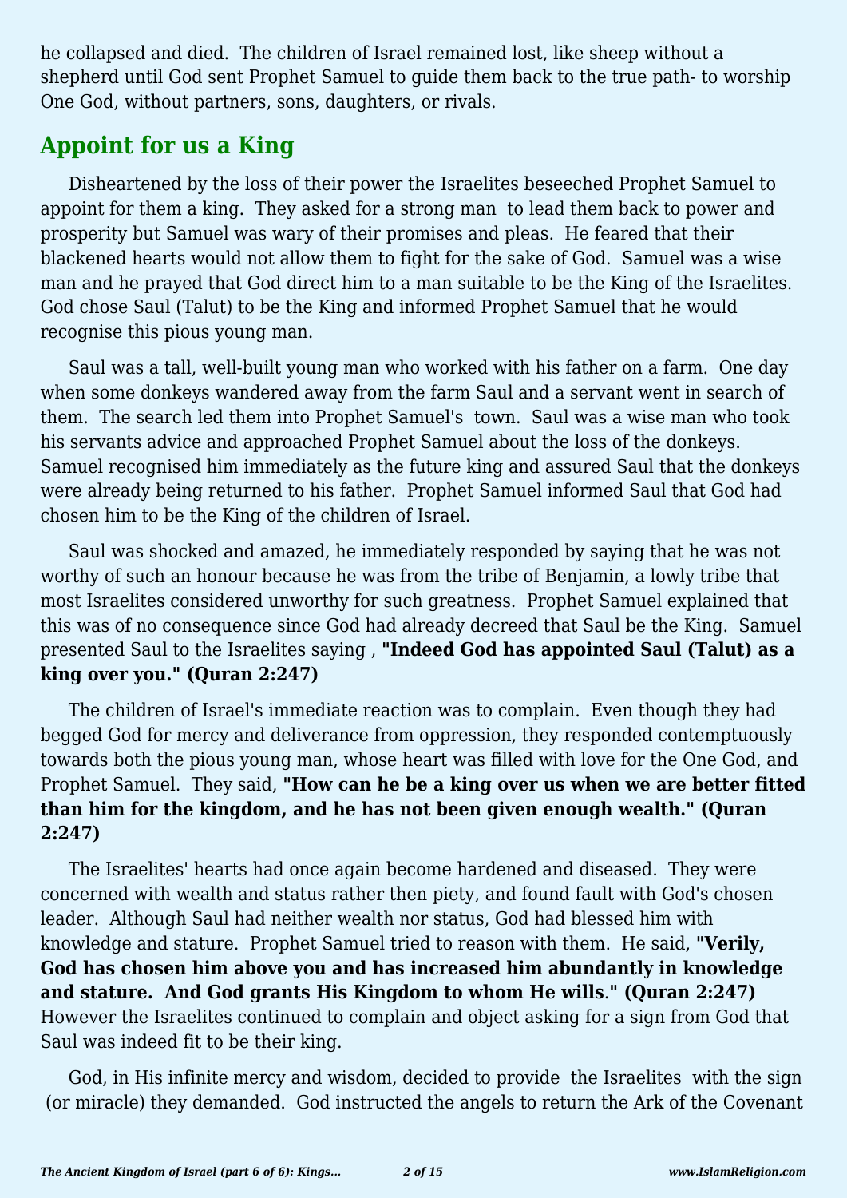he collapsed and died. The children of Israel remained lost, like sheep without a shepherd until God sent Prophet Samuel to guide them back to the true path- to worship One God, without partners, sons, daughters, or rivals.

## Appoint for us a King

Disheartened by the loss of their power the Israelites beseeched Prophet Samuel to appoint for them a king. They asked for a strong man to lead them back to power and prosperity but Samuel was wary of their promises and pleas. He feared that their blackened hearts would not allow them to fight for the sake of God. Samuel was a wise man and he prayed that God direct him to a man suitable to be the King of the Israelites. God chose Saul (Talut) to be the King and informed Prophet Samuel that he would recognise this pious young man.

Saul was a tall, well-built young man who worked with his father on a farm. One day when some donkeys wandered away from the farm Saul and a servant went in search of them. The search led them into Prophet Samuel's town. Saul was a wise man who took his servants advice and approached Prophet Samuel about the loss of the donkeys. Samuel recognised him immediately as the future king and assured Saul that the donkeys were already being returned to his father. Prophet Samuel informed Saul that God had chosen him to be the King of the children of Israel.

Saul was shocked and amazed, he immediately responded by saying that he was not worthy of such an honour because he was from the tribe of Benjamin, a lowly tribe that most Israelites considered unworthy for such greatness. Prophet Samuel explained that this was of no consequence since God had already decreed that Saul be the King. Samuel presented Saul to the Israelites saying , **"Indeed God has appointed Saul (Talut) as a king over you." (Quran 2:247)**

The children of Israel's immediate reaction was to complain. Even though they had begged God for mercy and deliverance from oppression, they responded contemptuously towards both the pious young man, whose heart was filled with love for the One God, and Prophet Samuel. They said, **"How can he be a king over us when we are better fitted than him for the kingdom, and he has not been given enough wealth." (Quran 2:247)**

The Israelites' hearts had once again become hardened and diseased. They were concerned with wealth and status rather then piety, and found fault with God's chosen leader. Although Saul had neither wealth nor status, God had blessed him with knowledge and stature. Prophet Samuel tried to reason with them. He said, **"Verily, God has chosen him above you and has increased him abundantly in knowledge and stature. And God grants His Kingdom to whom He wills." (Quran 2:247)** However the Israelites continued to complain and object asking for a sign from God that Saul was indeed fit to be their king.

God, in His infinite mercy and wisdom, decided to provide the Israelites with the sign (or miracle) they demanded. God instructed the angels to return the Ark of the Covenant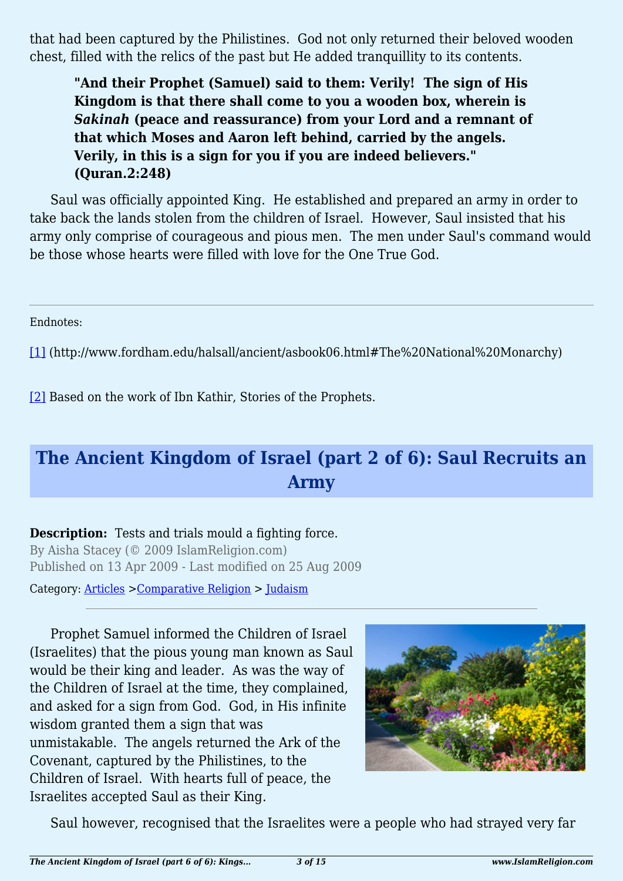that had been captured by the Philistines. God not only returned their beloved wooden chest, filled with the relics of the past but He added tranquillity to its contents.

> **"And their Prophet (Samuel) said to them: Verily! The sign of His Kingdom is that there shall come to you a wooden box, wherein is *Sakinah* (peace and reassurance) from your Lord and a remnant of that which Moses and Aaron left behind, carried by the angels. Verily, in this is a sign for you if you are indeed believers." (Quran.2:248)**

Saul was officially appointed King. He established and prepared an army in order to take back the lands stolen from the children of Israel. However, Saul insisted that his army only comprise of courageous and pious men. The men under Saul's command would be those whose hearts were filled with love for the One True God.

---

Endnotes:

[1] (http://www.fordham.edu/halsall/ancient/asbook06.html#The%20National%20Monarchy)

[2] Based on the work of Ibn Kathir, Stories of the Prophets.

## The Ancient Kingdom of Israel (part 2 of 6): Saul Recruits an Army

**Description:** Tests and trials mould a fighting force.

By Aisha Stacey (© 2009 IslamReligion.com)

Published on 13 Apr 2009 - Last modified on 25 Aug 2009

Category: Articles >Comparative Religion > Judaism

---

Prophet Samuel informed the Children of Israel (Israelites) that the pious young man known as Saul would be their king and leader. As was the way of the Children of Israel at the time, they complained, and asked for a sign from God. God, in His infinite wisdom granted them a sign that was unmistakable. The angels returned the Ark of the Covenant, captured by the Philistines, to the Children of Israel. With hearts full of peace, the Israelites accepted Saul as their King.

Saul however, recognised that the Israelites were a people who had strayed very far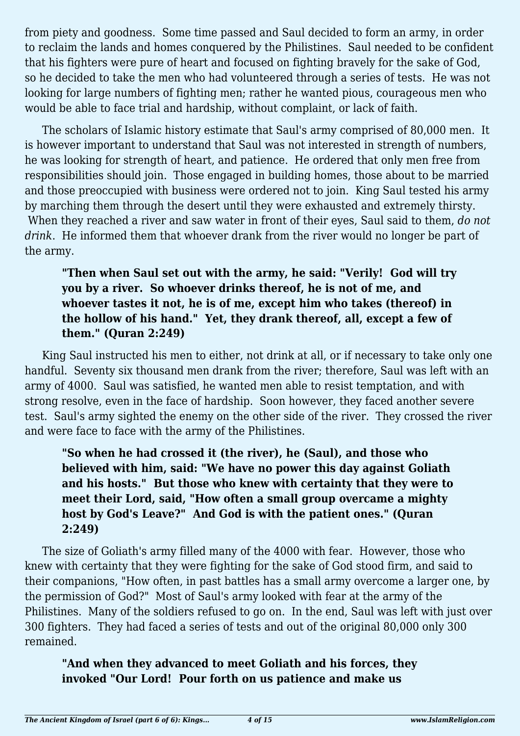from piety and goodness. Some time passed and Saul decided to form an army, in order to reclaim the lands and homes conquered by the Philistines. Saul needed to be confident that his fighters were pure of heart and focused on fighting bravely for the sake of God, so he decided to take the men who had volunteered through a series of tests. He was not looking for large numbers of fighting men; rather he wanted pious, courageous men who would be able to face trial and hardship, without complaint, or lack of faith.

The scholars of Islamic history estimate that Saul's army comprised of 80,000 men. It is however important to understand that Saul was not interested in strength of numbers, he was looking for strength of heart, and patience. He ordered that only men free from responsibilities should join. Those engaged in building homes, those about to be married and those preoccupied with business were ordered not to join. King Saul tested his army by marching them through the desert until they were exhausted and extremely thirsty. When they reached a river and saw water in front of their eyes, Saul said to them, *do not drink*. He informed them that whoever drank from the river would no longer be part of the army.

> **"Then when Saul set out with the army, he said: "Verily! God will try you by a river. So whoever drinks thereof, he is not of me, and whoever tastes it not, he is of me, except him who takes (thereof) in the hollow of his hand." Yet, they drank thereof, all, except a few of them." (Quran 2:249)**

King Saul instructed his men to either, not drink at all, or if necessary to take only one handful. Seventy six thousand men drank from the river; therefore, Saul was left with an army of 4000. Saul was satisfied, he wanted men able to resist temptation, and with strong resolve, even in the face of hardship. Soon however, they faced another severe test. Saul's army sighted the enemy on the other side of the river. They crossed the river and were face to face with the army of the Philistines.

> **"So when he had crossed it (the river), he (Saul), and those who believed with him, said: "We have no power this day against Goliath and his hosts." But those who knew with certainty that they were to meet their Lord, said, "How often a small group overcame a mighty host by God's Leave?" And God is with the patient ones." (Quran 2:249)**

The size of Goliath's army filled many of the 4000 with fear. However, those who knew with certainty that they were fighting for the sake of God stood firm, and said to their companions, "How often, in past battles has a small army overcome a larger one, by the permission of God?" Most of Saul's army looked with fear at the army of the Philistines. Many of the soldiers refused to go on. In the end, Saul was left with just over 300 fighters. They had faced a series of tests and out of the original 80,000 only 300 remained.

> **"And when they advanced to meet Goliath and his forces, they invoked "Our Lord! Pour forth on us patience and make us**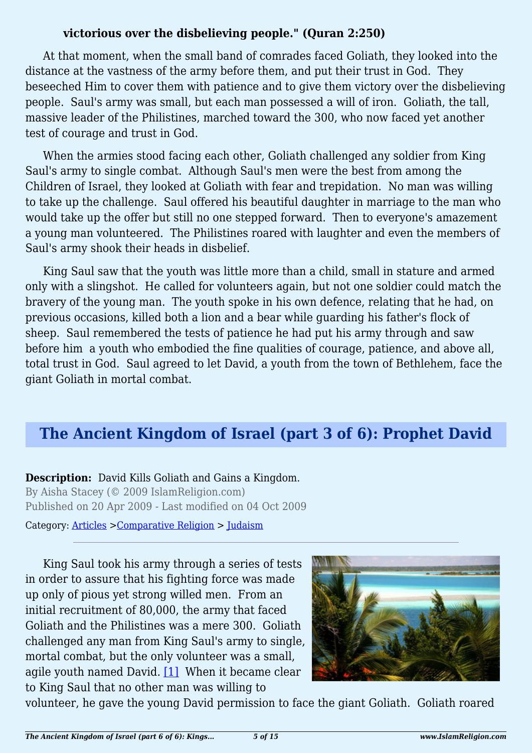**victorious over the disbelieving people." (Quran 2:250)**

At that moment, when the small band of comrades faced Goliath, they looked into the distance at the vastness of the army before them, and put their trust in God. They beseeched Him to cover them with patience and to give them victory over the disbelieving people. Saul's army was small, but each man possessed a will of iron. Goliath, the tall, massive leader of the Philistines, marched toward the 300, who now faced yet another test of courage and trust in God.

When the armies stood facing each other, Goliath challenged any soldier from King Saul's army to single combat. Although Saul's men were the best from among the Children of Israel, they looked at Goliath with fear and trepidation. No man was willing to take up the challenge. Saul offered his beautiful daughter in marriage to the man who would take up the offer but still no one stepped forward. Then to everyone's amazement a young man volunteered. The Philistines roared with laughter and even the members of Saul's army shook their heads in disbelief.

King Saul saw that the youth was little more than a child, small in stature and armed only with a slingshot. He called for volunteers again, but not one soldier could match the bravery of the young man. The youth spoke in his own defence, relating that he had, on previous occasions, killed both a lion and a bear while guarding his father's flock of sheep. Saul remembered the tests of patience he had put his army through and saw before him a youth who embodied the fine qualities of courage, patience, and above all, total trust in God. Saul agreed to let David, a youth from the town of Bethlehem, face the giant Goliath in mortal combat.

## The Ancient Kingdom of Israel (part 3 of 6): Prophet David

**Description:** David Kills Goliath and Gains a Kingdom.
By Aisha Stacey (© 2009 IslamReligion.com)
Published on 20 Apr 2009 - Last modified on 04 Oct 2009

Category: Articles >Comparative Religion > Judaism

King Saul took his army through a series of tests in order to assure that his fighting force was made up only of pious yet strong willed men. From an initial recruitment of 80,000, the army that faced Goliath and the Philistines was a mere 300. Goliath challenged any man from King Saul's army to single, mortal combat, but the only volunteer was a small, agile youth named David. [1] When it became clear to King Saul that no other man was willing to volunteer, he gave the young David permission to face the giant Goliath. Goliath roared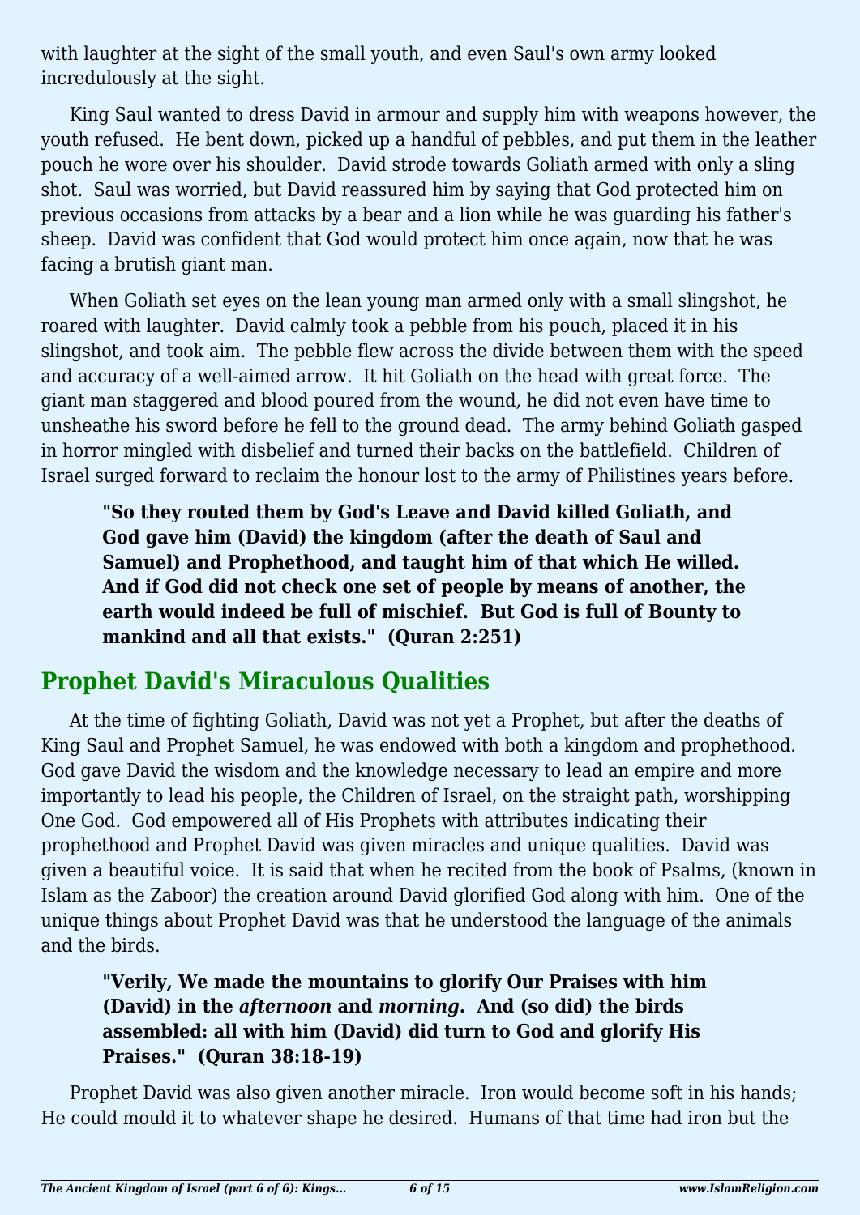with laughter at the sight of the small youth, and even Saul's own army looked incredulously at the sight.

King Saul wanted to dress David in armour and supply him with weapons however, the youth refused. He bent down, picked up a handful of pebbles, and put them in the leather pouch he wore over his shoulder. David strode towards Goliath armed with only a sling shot. Saul was worried, but David reassured him by saying that God protected him on previous occasions from attacks by a bear and a lion while he was guarding his father's sheep. David was confident that God would protect him once again, now that he was facing a brutish giant man.

When Goliath set eyes on the lean young man armed only with a small slingshot, he roared with laughter. David calmly took a pebble from his pouch, placed it in his slingshot, and took aim. The pebble flew across the divide between them with the speed and accuracy of a well-aimed arrow. It hit Goliath on the head with great force. The giant man staggered and blood poured from the wound, he did not even have time to unsheathe his sword before he fell to the ground dead. The army behind Goliath gasped in horror mingled with disbelief and turned their backs on the battlefield. Children of Israel surged forward to reclaim the honour lost to the army of Philistines years before.

> **"So they routed them by God's Leave and David killed Goliath, and God gave him (David) the kingdom (after the death of Saul and Samuel) and Prophethood, and taught him of that which He willed. And if God did not check one set of people by means of another, the earth would indeed be full of mischief. But God is full of Bounty to mankind and all that exists." (Quran 2:251)**

## Prophet David's Miraculous Qualities

At the time of fighting Goliath, David was not yet a Prophet, but after the deaths of King Saul and Prophet Samuel, he was endowed with both a kingdom and prophethood. God gave David the wisdom and the knowledge necessary to lead an empire and more importantly to lead his people, the Children of Israel, on the straight path, worshipping One God. God empowered all of His Prophets with attributes indicating their prophethood and Prophet David was given miracles and unique qualities. David was given a beautiful voice. It is said that when he recited from the book of Psalms, (known in Islam as the Zaboor) the creation around David glorified God along with him. One of the unique things about Prophet David was that he understood the language of the animals and the birds.

> **"Verily, We made the mountains to glorify Our Praises with him (David) in the *afternoon* and *morning*. And (so did) the birds assembled: all with him (David) did turn to God and glorify His Praises." (Quran 38:18-19)**

Prophet David was also given another miracle. Iron would become soft in his hands; He could mould it to whatever shape he desired. Humans of that time had iron but the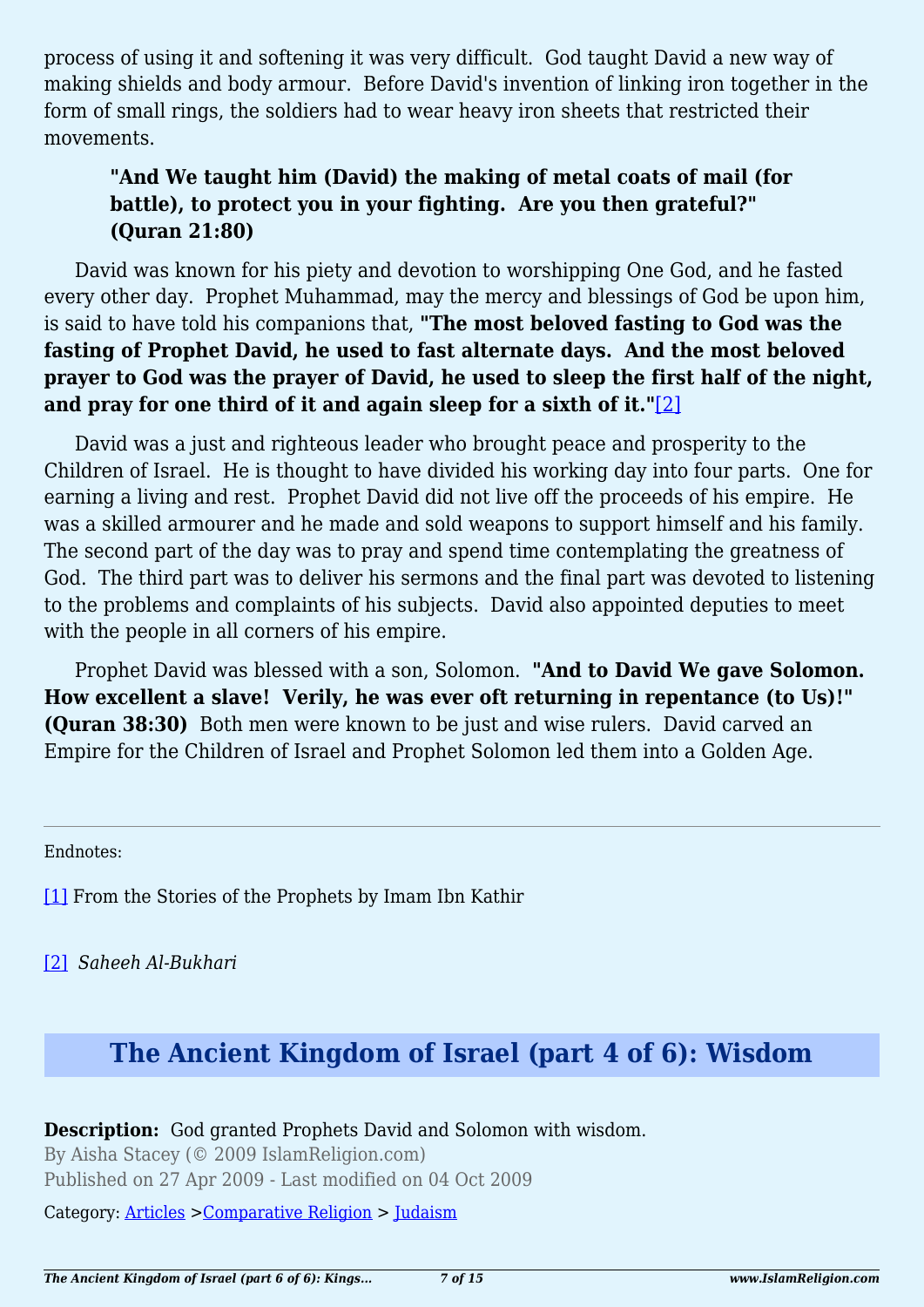process of using it and softening it was very difficult. God taught David a new way of making shields and body armour. Before David's invention of linking iron together in the form of small rings, the soldiers had to wear heavy iron sheets that restricted their movements.

> **"And We taught him (David) the making of metal coats of mail (for battle), to protect you in your fighting. Are you then grateful?" (Quran 21:80)**

David was known for his piety and devotion to worshipping One God, and he fasted every other day. Prophet Muhammad, may the mercy and blessings of God be upon him, is said to have told his companions that, **"The most beloved fasting to God was the fasting of Prophet David, he used to fast alternate days. And the most beloved prayer to God was the prayer of David, he used to sleep the first half of the night, and pray for one third of it and again sleep for a sixth of it."**[2]

David was a just and righteous leader who brought peace and prosperity to the Children of Israel. He is thought to have divided his working day into four parts. One for earning a living and rest. Prophet David did not live off the proceeds of his empire. He was a skilled armourer and he made and sold weapons to support himself and his family. The second part of the day was to pray and spend time contemplating the greatness of God. The third part was to deliver his sermons and the final part was devoted to listening to the problems and complaints of his subjects. David also appointed deputies to meet with the people in all corners of his empire.

Prophet David was blessed with a son, Solomon. **"And to David We gave Solomon. How excellent a slave! Verily, he was ever oft returning in repentance (to Us)!" (Quran 38:30)** Both men were known to be just and wise rulers. David carved an Empire for the Children of Israel and Prophet Solomon led them into a Golden Age.

---

Endnotes:

[1] From the Stories of the Prophets by Imam Ibn Kathir

[2] *Saheeh Al-Bukhari*

## The Ancient Kingdom of Israel (part 4 of 6): Wisdom

**Description:** God granted Prophets David and Solomon with wisdom.

By Aisha Stacey (© 2009 IslamReligion.com)

Published on 27 Apr 2009 - Last modified on 04 Oct 2009

Category: Articles >Comparative Religion > Judaism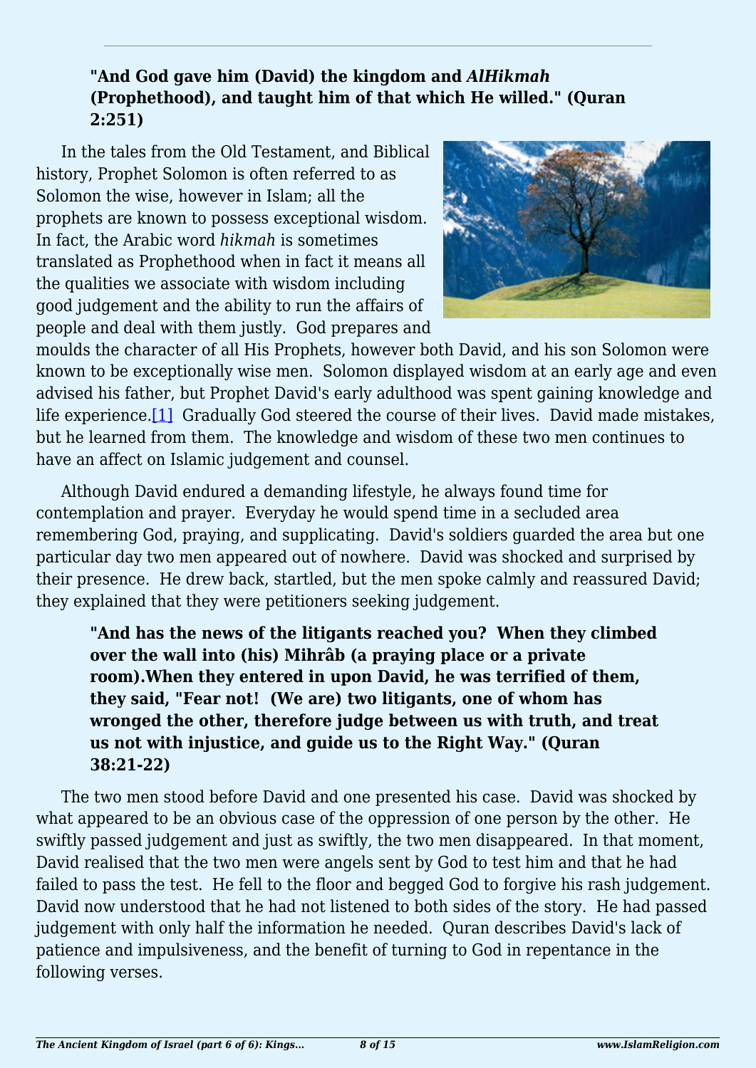**"And God gave him (David) the kingdom and *AlHikmah* (Prophethood), and taught him of that which He willed." (Quran 2:251)**

In the tales from the Old Testament, and Biblical history, Prophet Solomon is often referred to as Solomon the wise, however in Islam; all the prophets are known to possess exceptional wisdom. In fact, the Arabic word *hikmah* is sometimes translated as Prophethood when in fact it means all the qualities we associate with wisdom including good judgement and the ability to run the affairs of people and deal with them justly. God prepares and moulds the character of all His Prophets, however both David, and his son Solomon were known to be exceptionally wise men. Solomon displayed wisdom at an early age and even advised his father, but Prophet David's early adulthood was spent gaining knowledge and life experience.[1] Gradually God steered the course of their lives. David made mistakes, but he learned from them. The knowledge and wisdom of these two men continues to have an affect on Islamic judgement and counsel.

Although David endured a demanding lifestyle, he always found time for contemplation and prayer. Everyday he would spend time in a secluded area remembering God, praying, and supplicating. David's soldiers guarded the area but one particular day two men appeared out of nowhere. David was shocked and surprised by their presence. He drew back, startled, but the men spoke calmly and reassured David; they explained that they were petitioners seeking judgement.

> **"And has the news of the litigants reached you? When they climbed over the wall into (his) Mihrâb (a praying place or a private room).When they entered in upon David, he was terrified of them, they said, "Fear not! (We are) two litigants, one of whom has wronged the other, therefore judge between us with truth, and treat us not with injustice, and guide us to the Right Way." (Quran 38:21-22)**

The two men stood before David and one presented his case. David was shocked by what appeared to be an obvious case of the oppression of one person by the other. He swiftly passed judgement and just as swiftly, the two men disappeared. In that moment, David realised that the two men were angels sent by God to test him and that he had failed to pass the test. He fell to the floor and begged God to forgive his rash judgement. David now understood that he had not listened to both sides of the story. He had passed judgement with only half the information he needed. Quran describes David's lack of patience and impulsiveness, and the benefit of turning to God in repentance in the following verses.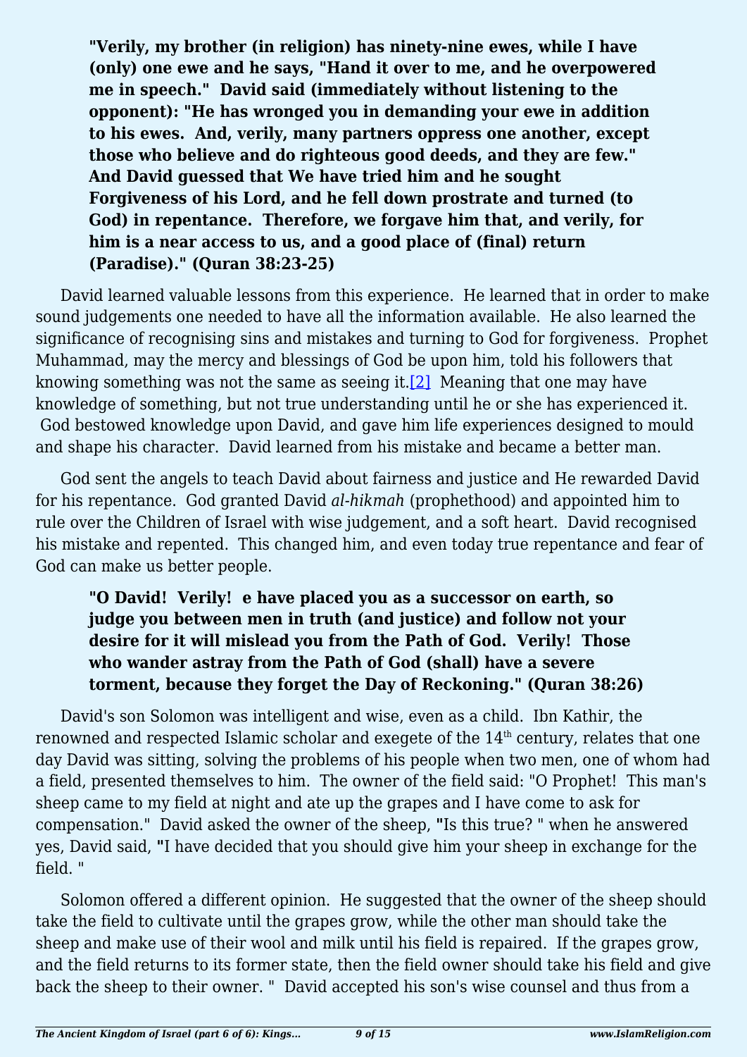**"Verily, my brother (in religion) has ninety-nine ewes, while I have (only) one ewe and he says, "Hand it over to me, and he overpowered me in speech." David said (immediately without listening to the opponent): "He has wronged you in demanding your ewe in addition to his ewes. And, verily, many partners oppress one another, except those who believe and do righteous good deeds, and they are few." And David guessed that We have tried him and he sought Forgiveness of his Lord, and he fell down prostrate and turned (to God) in repentance. Therefore, we forgave him that, and verily, for him is a near access to us, and a good place of (final) return (Paradise)." (Quran 38:23-25)**

David learned valuable lessons from this experience. He learned that in order to make sound judgements one needed to have all the information available. He also learned the significance of recognising sins and mistakes and turning to God for forgiveness. Prophet Muhammad, may the mercy and blessings of God be upon him, told his followers that knowing something was not the same as seeing it.[2] Meaning that one may have knowledge of something, but not true understanding until he or she has experienced it. God bestowed knowledge upon David, and gave him life experiences designed to mould and shape his character. David learned from his mistake and became a better man.

God sent the angels to teach David about fairness and justice and He rewarded David for his repentance. God granted David *al-hikmah* (prophethood) and appointed him to rule over the Children of Israel with wise judgement, and a soft heart. David recognised his mistake and repented. This changed him, and even today true repentance and fear of God can make us better people.

**"O David! Verily! e have placed you as a successor on earth, so judge you between men in truth (and justice) and follow not your desire for it will mislead you from the Path of God. Verily! Those who wander astray from the Path of God (shall) have a severe torment, because they forget the Day of Reckoning." (Quran 38:26)**

David's son Solomon was intelligent and wise, even as a child. Ibn Kathir, the renowned and respected Islamic scholar and exegete of the 14th century, relates that one day David was sitting, solving the problems of his people when two men, one of whom had a field, presented themselves to him. The owner of the field said: "O Prophet! This man's sheep came to my field at night and ate up the grapes and I have come to ask for compensation." David asked the owner of the sheep, "Is this true? " when he answered yes, David said, "I have decided that you should give him your sheep in exchange for the field. "

Solomon offered a different opinion. He suggested that the owner of the sheep should take the field to cultivate until the grapes grow, while the other man should take the sheep and make use of their wool and milk until his field is repaired. If the grapes grow, and the field returns to its former state, then the field owner should take his field and give back the sheep to their owner. " David accepted his son's wise counsel and thus from a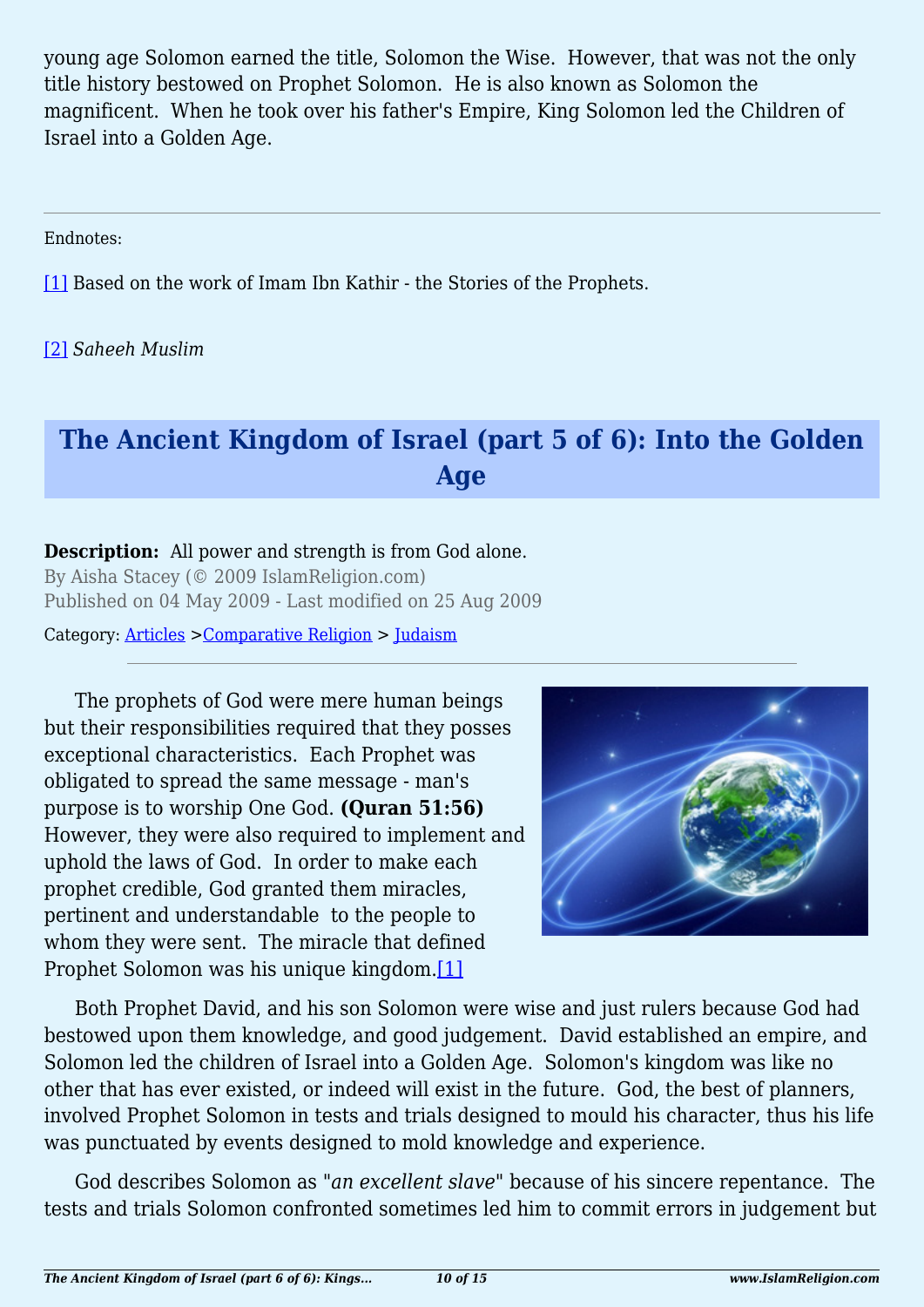young age Solomon earned the title, Solomon the Wise.  However, that was not the only title history bestowed on Prophet Solomon.  He is also known as Solomon the magnificent.  When he took over his father's Empire, King Solomon led the Children of Israel into a Golden Age.

---

Endnotes:

[1] Based on the work of Imam Ibn Kathir - the Stories of the Prophets.

[2] *Saheeh Muslim*

## The Ancient Kingdom of Israel (part 5 of 6): Into the Golden Age

**Description:** All power and strength is from God alone.
By Aisha Stacey (© 2009 IslamReligion.com)
Published on 04 May 2009 - Last modified on 25 Aug 2009

Category: Articles >Comparative Religion > Judaism

---

The prophets of God were mere human beings but their responsibilities required that they posses exceptional characteristics.  Each Prophet was obligated to spread the same message - man's purpose is to worship One God. **(Quran 51:56)** However, they were also required to implement and uphold the laws of God.  In order to make each prophet credible, God granted them miracles, pertinent and understandable  to the people to whom they were sent.  The miracle that defined Prophet Solomon was his unique kingdom.[1]

Both Prophet David, and his son Solomon were wise and just rulers because God had bestowed upon them knowledge, and good judgement.  David established an empire, and Solomon led the children of Israel into a Golden Age.  Solomon's kingdom was like no other that has ever existed, or indeed will exist in the future.  God, the best of planners, involved Prophet Solomon in tests and trials designed to mould his character, thus his life was punctuated by events designed to mold knowledge and experience.

God describes Solomon as "*an excellent slave*" because of his sincere repentance.  The tests and trials Solomon confronted sometimes led him to commit errors in judgement but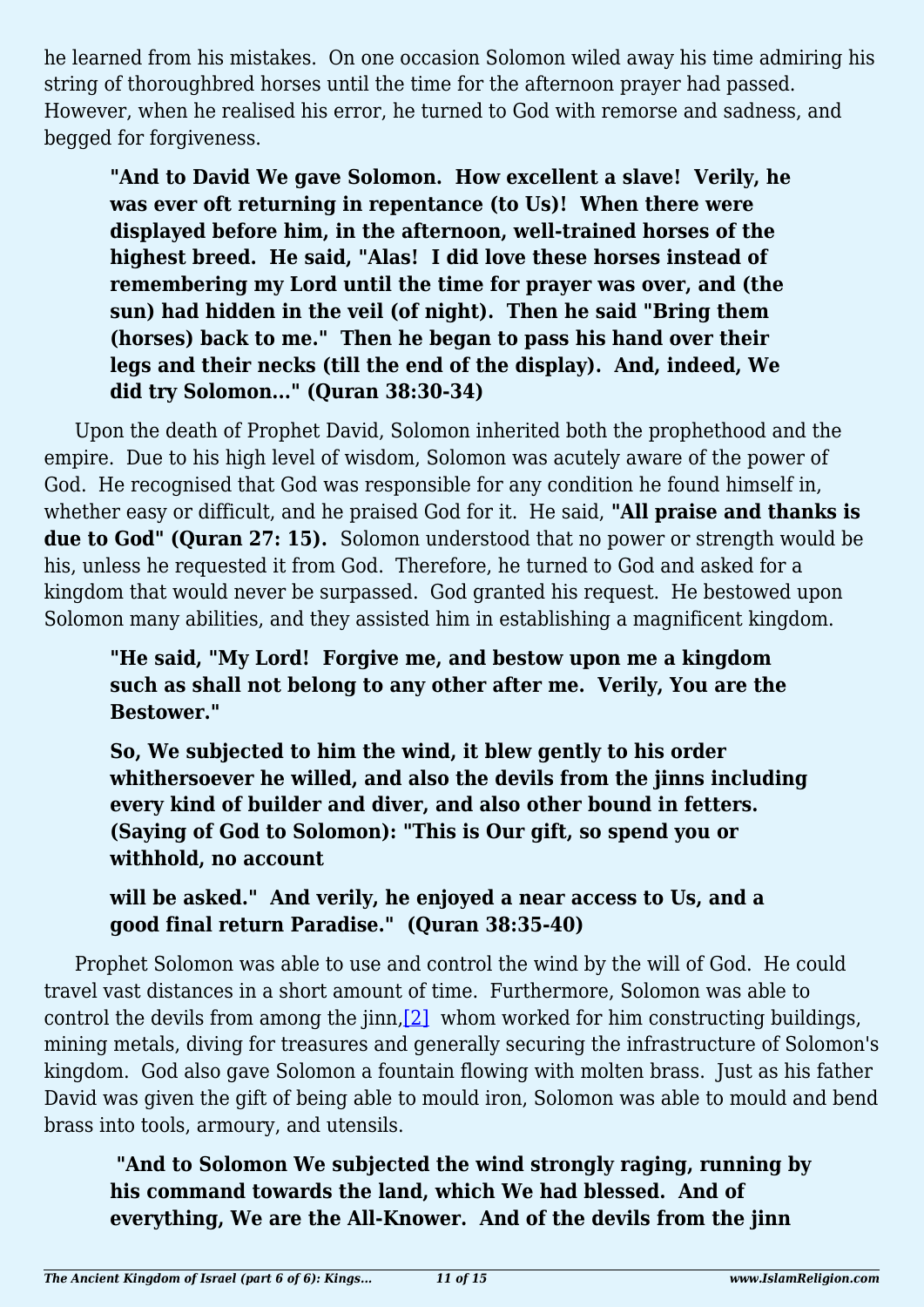he learned from his mistakes. On one occasion Solomon wiled away his time admiring his string of thoroughbred horses until the time for the afternoon prayer had passed. However, when he realised his error, he turned to God with remorse and sadness, and begged for forgiveness.

> **"And to David We gave Solomon. How excellent a slave! Verily, he was ever oft returning in repentance (to Us)! When there were displayed before him, in the afternoon, well-trained horses of the highest breed. He said, "Alas! I did love these horses instead of remembering my Lord until the time for prayer was over, and (the sun) had hidden in the veil (of night). Then he said "Bring them (horses) back to me." Then he began to pass his hand over their legs and their necks (till the end of the display). And, indeed, We did try Solomon…" (Quran 38:30-34)**

Upon the death of Prophet David, Solomon inherited both the prophethood and the empire. Due to his high level of wisdom, Solomon was acutely aware of the power of God. He recognised that God was responsible for any condition he found himself in, whether easy or difficult, and he praised God for it. He said, **"All praise and thanks is due to God" (Quran 27: 15).** Solomon understood that no power or strength would be his, unless he requested it from God. Therefore, he turned to God and asked for a kingdom that would never be surpassed. God granted his request. He bestowed upon Solomon many abilities, and they assisted him in establishing a magnificent kingdom.

> **"He said, "My Lord! Forgive me, and bestow upon me a kingdom such as shall not belong to any other after me. Verily, You are the Bestower."**
>
> **So, We subjected to him the wind, it blew gently to his order whithersoever he willed, and also the devils from the jinns including every kind of builder and diver, and also other bound in fetters. (Saying of God to Solomon): "This is Our gift, so spend you or withhold, no account**
>
> **will be asked." And verily, he enjoyed a near access to Us, and a good final return Paradise." (Quran 38:35-40)**

Prophet Solomon was able to use and control the wind by the will of God. He could travel vast distances in a short amount of time. Furthermore, Solomon was able to control the devils from among the jinn,[2] whom worked for him constructing buildings, mining metals, diving for treasures and generally securing the infrastructure of Solomon's kingdom. God also gave Solomon a fountain flowing with molten brass. Just as his father David was given the gift of being able to mould iron, Solomon was able to mould and bend brass into tools, armoury, and utensils.

> **"And to Solomon We subjected the wind strongly raging, running by his command towards the land, which We had blessed. And of everything, We are the All-Knower. And of the devils from the jinn**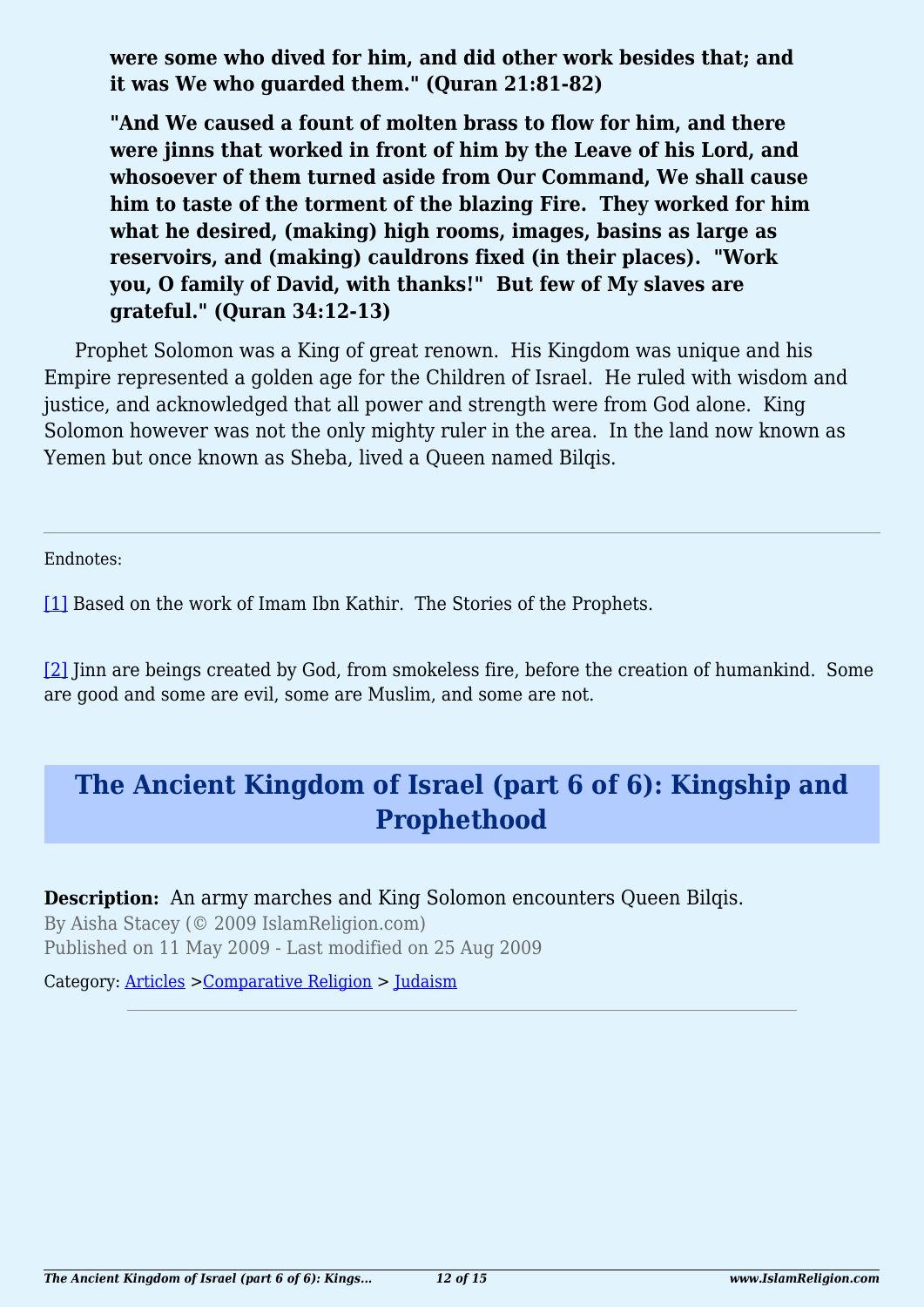**were some who dived for him, and did other work besides that; and it was We who guarded them." (Quran 21:81-82)**

**"And We caused a fount of molten brass to flow for him, and there were jinns that worked in front of him by the Leave of his Lord, and whosoever of them turned aside from Our Command, We shall cause him to taste of the torment of the blazing Fire. They worked for him what he desired, (making) high rooms, images, basins as large as reservoirs, and (making) cauldrons fixed (in their places). "Work you, O family of David, with thanks!" But few of My slaves are grateful." (Quran 34:12-13)**

Prophet Solomon was a King of great renown. His Kingdom was unique and his Empire represented a golden age for the Children of Israel. He ruled with wisdom and justice, and acknowledged that all power and strength were from God alone. King Solomon however was not the only mighty ruler in the area. In the land now known as Yemen but once known as Sheba, lived a Queen named Bilqis.

---

Endnotes:

[1] Based on the work of Imam Ibn Kathir. The Stories of the Prophets.

[2] Jinn are beings created by God, from smokeless fire, before the creation of humankind. Some are good and some are evil, some are Muslim, and some are not.

# The Ancient Kingdom of Israel (part 6 of 6): Kingship and Prophethood

**Description:** An army marches and King Solomon encounters Queen Bilqis.

By Aisha Stacey (© 2009 IslamReligion.com)

Published on 11 May 2009 - Last modified on 25 Aug 2009

Category: Articles >Comparative Religion > Judaism

---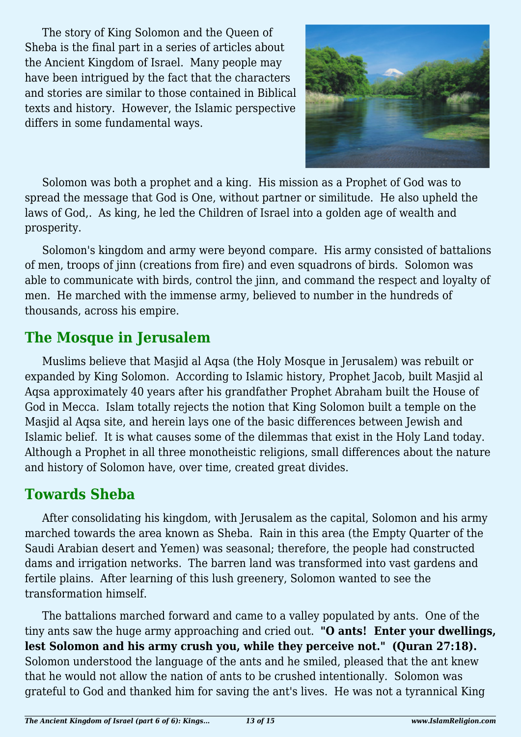The story of King Solomon and the Queen of Sheba is the final part in a series of articles about the Ancient Kingdom of Israel. Many people may have been intrigued by the fact that the characters and stories are similar to those contained in Biblical texts and history. However, the Islamic perspective differs in some fundamental ways.

Solomon was both a prophet and a king. His mission as a Prophet of God was to spread the message that God is One, without partner or similitude. He also upheld the laws of God,. As king, he led the Children of Israel into a golden age of wealth and prosperity.

Solomon's kingdom and army were beyond compare. His army consisted of battalions of men, troops of jinn (creations from fire) and even squadrons of birds. Solomon was able to communicate with birds, control the jinn, and command the respect and loyalty of men. He marched with the immense army, believed to number in the hundreds of thousands, across his empire.

## The Mosque in Jerusalem

Muslims believe that Masjid al Aqsa (the Holy Mosque in Jerusalem) was rebuilt or expanded by King Solomon. According to Islamic history, Prophet Jacob, built Masjid al Aqsa approximately 40 years after his grandfather Prophet Abraham built the House of God in Mecca. Islam totally rejects the notion that King Solomon built a temple on the Masjid al Aqsa site, and herein lays one of the basic differences between Jewish and Islamic belief. It is what causes some of the dilemmas that exist in the Holy Land today. Although a Prophet in all three monotheistic religions, small differences about the nature and history of Solomon have, over time, created great divides.

## Towards Sheba

After consolidating his kingdom, with Jerusalem as the capital, Solomon and his army marched towards the area known as Sheba. Rain in this area (the Empty Quarter of the Saudi Arabian desert and Yemen) was seasonal; therefore, the people had constructed dams and irrigation networks. The barren land was transformed into vast gardens and fertile plains. After learning of this lush greenery, Solomon wanted to see the transformation himself.

The battalions marched forward and came to a valley populated by ants. One of the tiny ants saw the huge army approaching and cried out. **"O ants! Enter your dwellings, lest Solomon and his army crush you, while they perceive not." (Quran 27:18).** Solomon understood the language of the ants and he smiled, pleased that the ant knew that he would not allow the nation of ants to be crushed intentionally. Solomon was grateful to God and thanked him for saving the ant's lives. He was not a tyrannical King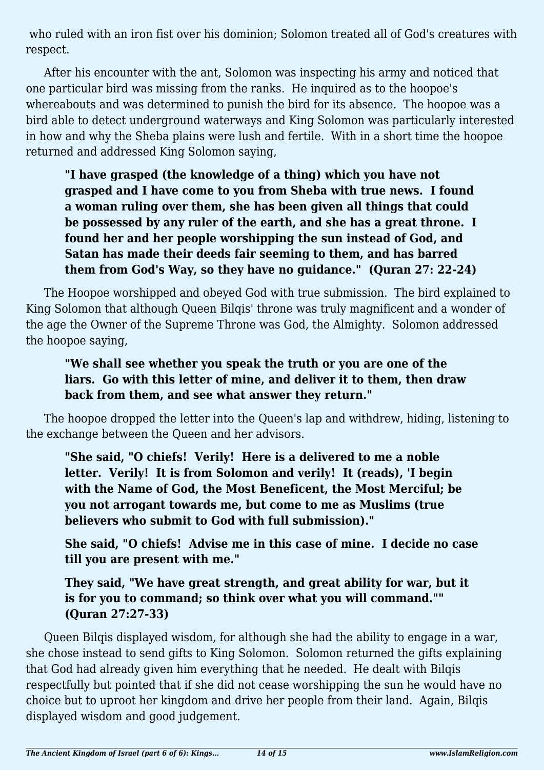who ruled with an iron fist over his dominion; Solomon treated all of God's creatures with respect.

After his encounter with the ant, Solomon was inspecting his army and noticed that one particular bird was missing from the ranks. He inquired as to the hoopoe's whereabouts and was determined to punish the bird for its absence. The hoopoe was a bird able to detect underground waterways and King Solomon was particularly interested in how and why the Sheba plains were lush and fertile. With in a short time the hoopoe returned and addressed King Solomon saying,

> **"I have grasped (the knowledge of a thing) which you have not grasped and I have come to you from Sheba with true news. I found a woman ruling over them, she has been given all things that could be possessed by any ruler of the earth, and she has a great throne. I found her and her people worshipping the sun instead of God, and Satan has made their deeds fair seeming to them, and has barred them from God's Way, so they have no guidance." (Quran 27: 22-24)**

The Hoopoe worshipped and obeyed God with true submission. The bird explained to King Solomon that although Queen Bilqis' throne was truly magnificent and a wonder of the age the Owner of the Supreme Throne was God, the Almighty. Solomon addressed the hoopoe saying,

> **"We shall see whether you speak the truth or you are one of the liars. Go with this letter of mine, and deliver it to them, then draw back from them, and see what answer they return."**

The hoopoe dropped the letter into the Queen's lap and withdrew, hiding, listening to the exchange between the Queen and her advisors.

> **"She said, "O chiefs! Verily! Here is a delivered to me a noble letter. Verily! It is from Solomon and verily! It (reads), 'I begin with the Name of God, the Most Beneficent, the Most Merciful; be you not arrogant towards me, but come to me as Muslims (true believers who submit to God with full submission)."**
>
> **She said, "O chiefs! Advise me in this case of mine. I decide no case till you are present with me."**
>
> **They said, "We have great strength, and great ability for war, but it is for you to command; so think over what you will command."" (Quran 27:27-33)**

Queen Bilqis displayed wisdom, for although she had the ability to engage in a war, she chose instead to send gifts to King Solomon. Solomon returned the gifts explaining that God had already given him everything that he needed. He dealt with Bilqis respectfully but pointed that if she did not cease worshipping the sun he would have no choice but to uproot her kingdom and drive her people from their land. Again, Bilqis displayed wisdom and good judgement.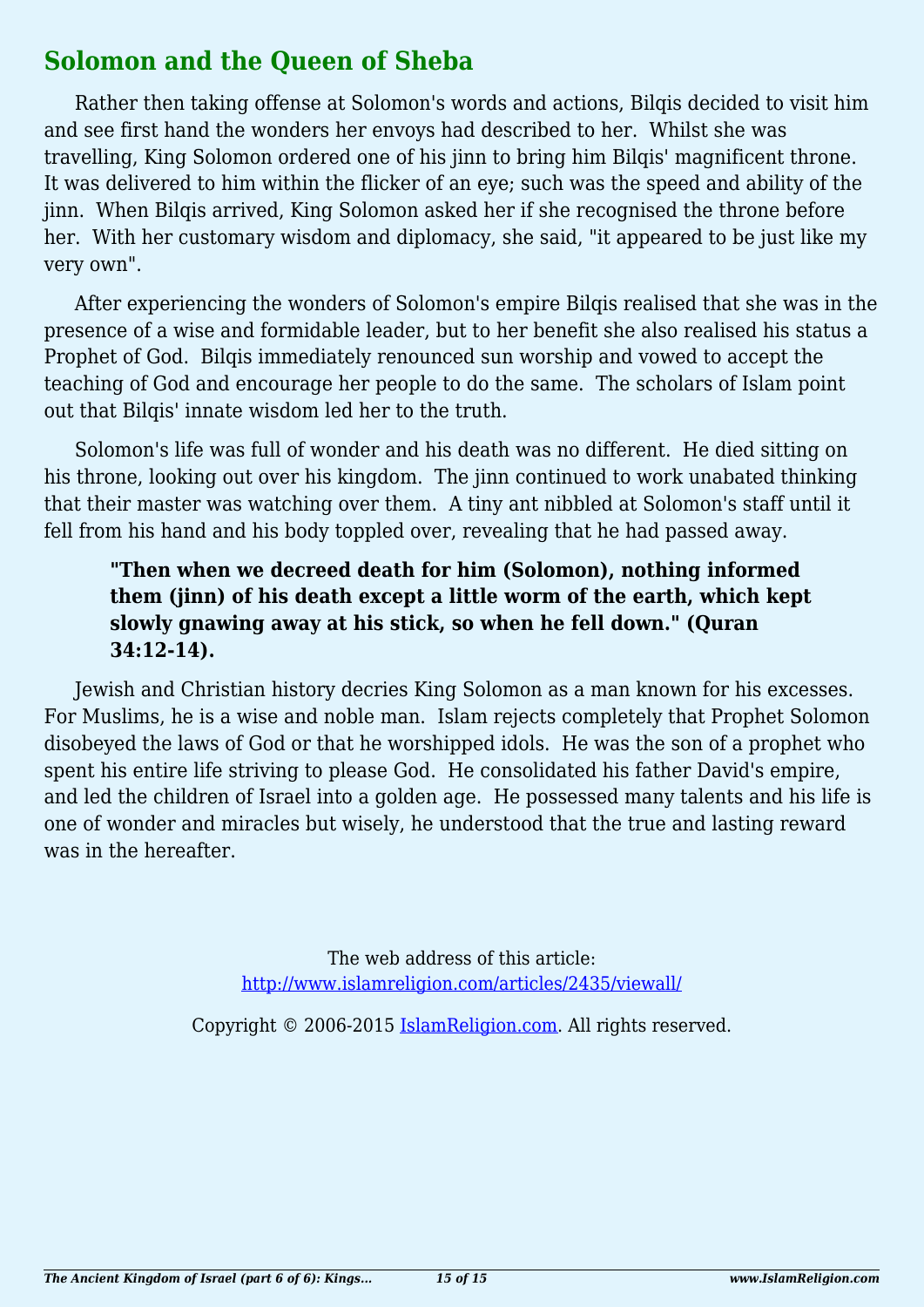## Solomon and the Queen of Sheba

Rather then taking offense at Solomon's words and actions, Bilqis decided to visit him and see first hand the wonders her envoys had described to her. Whilst she was travelling, King Solomon ordered one of his jinn to bring him Bilqis' magnificent throne. It was delivered to him within the flicker of an eye; such was the speed and ability of the jinn. When Bilqis arrived, King Solomon asked her if she recognised the throne before her. With her customary wisdom and diplomacy, she said, "it appeared to be just like my very own".

After experiencing the wonders of Solomon's empire Bilqis realised that she was in the presence of a wise and formidable leader, but to her benefit she also realised his status a Prophet of God. Bilqis immediately renounced sun worship and vowed to accept the teaching of God and encourage her people to do the same. The scholars of Islam point out that Bilqis' innate wisdom led her to the truth.

Solomon's life was full of wonder and his death was no different. He died sitting on his throne, looking out over his kingdom. The jinn continued to work unabated thinking that their master was watching over them. A tiny ant nibbled at Solomon's staff until it fell from his hand and his body toppled over, revealing that he had passed away.

> **"Then when we decreed death for him (Solomon), nothing informed them (jinn) of his death except a little worm of the earth, which kept slowly gnawing away at his stick, so when he fell down." (Quran 34:12-14).**

Jewish and Christian history decries King Solomon as a man known for his excesses. For Muslims, he is a wise and noble man. Islam rejects completely that Prophet Solomon disobeyed the laws of God or that he worshipped idols. He was the son of a prophet who spent his entire life striving to please God. He consolidated his father David's empire, and led the children of Israel into a golden age. He possessed many talents and his life is one of wonder and miracles but wisely, he understood that the true and lasting reward was in the hereafter.

The web address of this article:
[http://www.islamreligion.com/articles/2435/viewall/](http://www.islamreligion.com/articles/2435/viewall/)

Copyright © 2006-2015 [IslamReligion.com](http://www.islamreligion.com). All rights reserved.